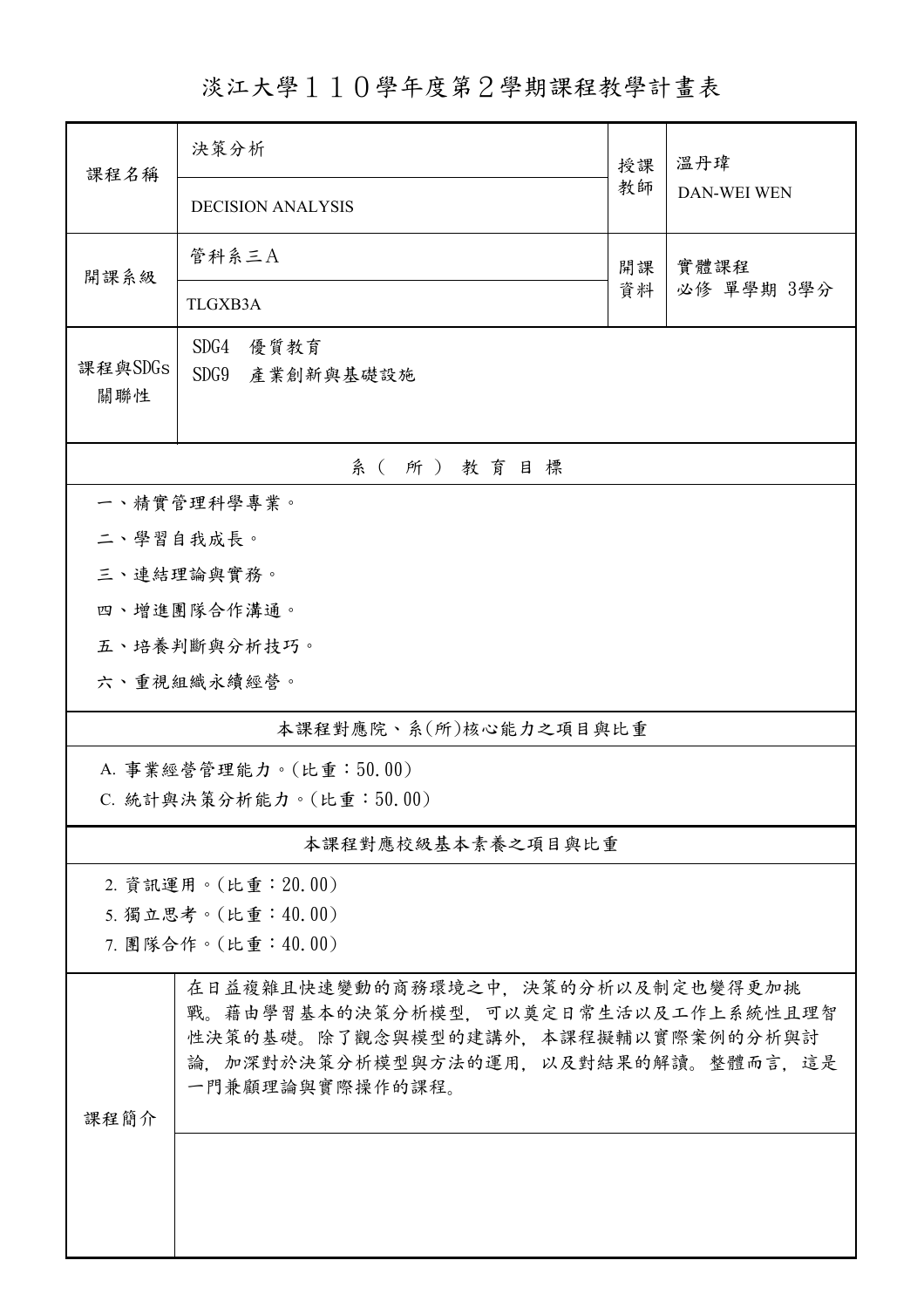# 淡江大學１１０學年度第２學期課程教學計畫表

| 課程名稱 | 決策分析 | 授課教師 | 溫丹瑋 |
|---|---|---|---|
| | DECISION ANALYSIS | | DAN-WEI WEN |
| 開課系級 | 管科系三Ａ | 開課資料 | 實體課程<br>必修 單學期 3學分 |
| | TLGXB3A | | |
| 課程與SDGs關聯性 | SDG4 優質教育<br>SDG9 產業創新與基礎設施 | | |

## 系（所）教育目標

一、精實管理科學專業。

二、學習自我成長。

三、連結理論與實務。

四、增進團隊合作溝通。

五、培養判斷與分析技巧。

六、重視組織永續經營。

## 本課程對應院、系(所)核心能力之項目與比重

A. 事業經營管理能力。(比重：50.00)

C. 統計與決策分析能力。(比重：50.00)

## 本課程對應校級基本素養之項目與比重

2. 資訊運用。(比重：20.00)

5. 獨立思考。(比重：40.00)

7. 團隊合作。(比重：40.00)

| 課程簡介 | 在日益複雜且快速變動的商務環境之中，決策的分析以及制定也變得更加挑戰。藉由學習基本的決策分析模型，可以奠定日常生活以及工作上系統性且理智性決策的基礎。除了觀念與模型的建講外，本課程擬輔以實際案例的分析與討論，加深對於決策分析模型與方法的運用，以及對結果的解讀。整體而言，這是一門兼顧理論與實際操作的課程。 |
|---|---|
| | |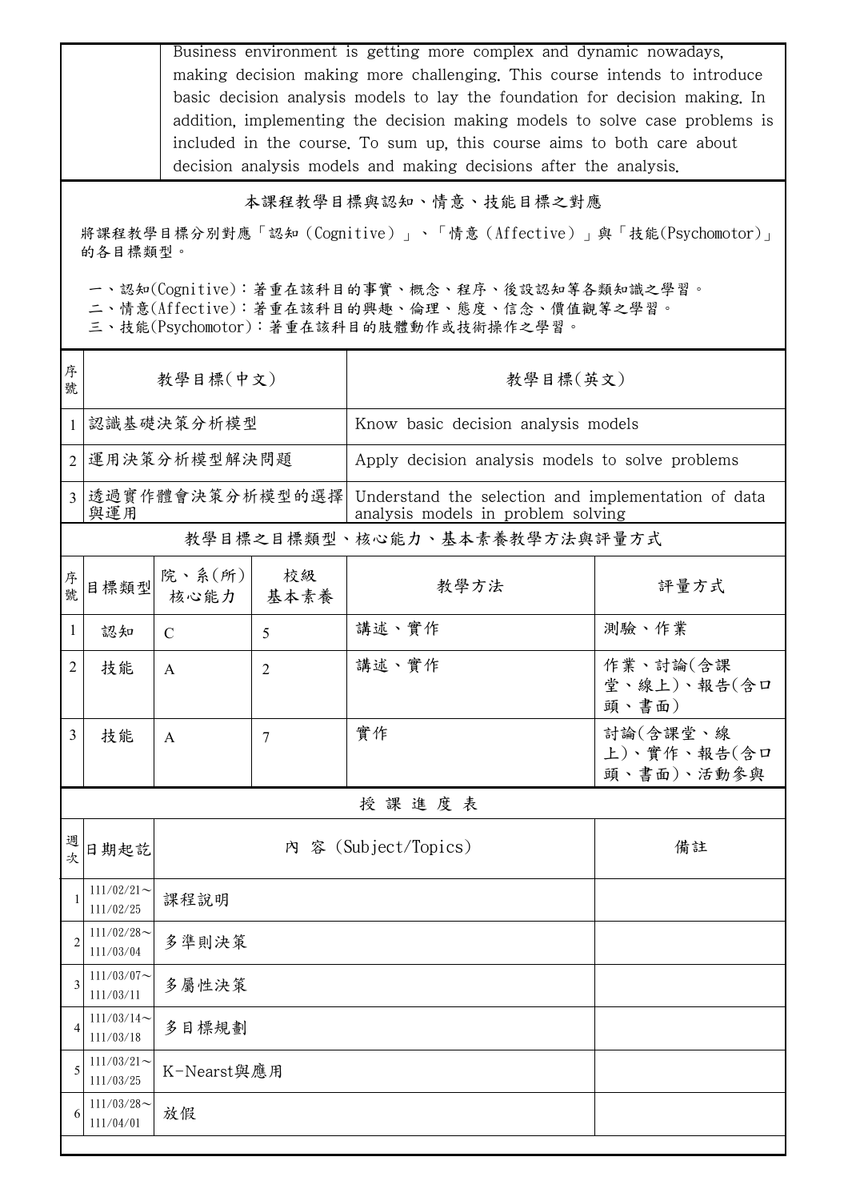| | Business environment is getting more complex and dynamic nowadays, making decision making more challenging. This course intends to introduce basic decision analysis models to lay the foundation for decision making. In addition, implementing the decision making models to solve case problems is included in the course. To sum up, this course aims to both care about decision analysis models and making decisions after the analysis. |
|---|---|

## 本課程教學目標與認知、情意、技能目標之對應

將課程教學目標分別對應「認知（Cognitive）」、「情意（Affective）」與「技能(Psychomotor)」的各目標類型。

一、認知(Cognitive)：著重在該科目的事實、概念、程序、後設認知等各類知識之學習。
二、情意(Affective)：著重在該科目的興趣、倫理、態度、信念、價值觀等之學習。
三、技能(Psychomotor)：著重在該科目的肢體動作或技術操作之學習。

| 序號 | 教學目標(中文) | 教學目標(英文) |
|---|---|---|
| 1 | 認識基礎決策分析模型 | Know basic decision analysis models |
| 2 | 運用決策分析模型解決問題 | Apply decision analysis models to solve problems |
| 3 | 透過實作體會決策分析模型的選擇與運用 | Understand the selection and implementation of data analysis models in problem solving |

## 教學目標之目標類型、核心能力、基本素養教學方法與評量方式

| 序號 | 目標類型 | 院、系(所)核心能力 | 校級基本素養 | 教學方法 | 評量方式 |
|---|---|---|---|---|---|
| 1 | 認知 | C | 5 | 講述、實作 | 測驗、作業 |
| 2 | 技能 | A | 2 | 講述、實作 | 作業、討論(含課堂、線上)、報告(含口頭、書面) |
| 3 | 技能 | A | 7 | 實作 | 討論(含課堂、線上)、實作、報告(含口頭、書面)、活動參與 |

## 授 課 進 度 表

| 週次 | 日期起訖 | 內 容 (Subject/Topics) | 備註 |
|---|---|---|---|
| 1 | 111/02/21～111/02/25 | 課程說明 | |
| 2 | 111/02/28～111/03/04 | 多準則決策 | |
| 3 | 111/03/07～111/03/11 | 多屬性決策 | |
| 4 | 111/03/14～111/03/18 | 多目標規劃 | |
| 5 | 111/03/21～111/03/25 | K-Nearst與應用 | |
| 6 | 111/03/28～111/04/01 | 放假 | |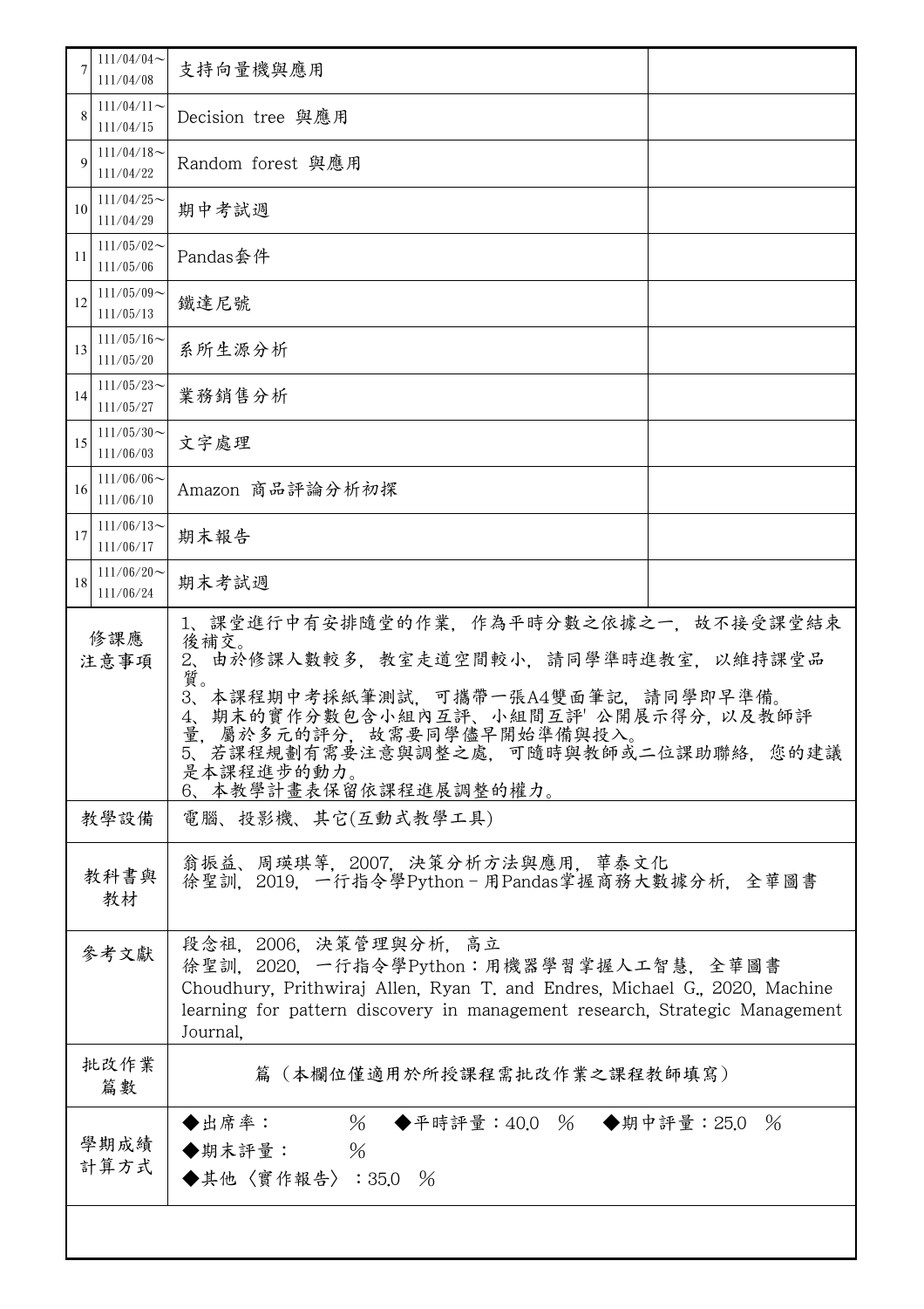| | | | |
|---|---|---|---|
| 7 | 111/04/04～<br>111/04/08 | 支持向量機與應用 | |
| 8 | 111/04/11～<br>111/04/15 | Decision tree 與應用 | |
| 9 | 111/04/18～<br>111/04/22 | Random forest 與應用 | |
| 10 | 111/04/25～<br>111/04/29 | 期中考試週 | |
| 11 | 111/05/02～<br>111/05/06 | Pandas套件 | |
| 12 | 111/05/09～<br>111/05/13 | 鐵達尼號 | |
| 13 | 111/05/16～<br>111/05/20 | 系所生源分析 | |
| 14 | 111/05/23～<br>111/05/27 | 業務銷售分析 | |
| 15 | 111/05/30～<br>111/06/03 | 文字處理 | |
| 16 | 111/06/06～<br>111/06/10 | Amazon 商品評論分析初探 | |
| 17 | 111/06/13～<br>111/06/17 | 期末報告 | |
| 18 | 111/06/20～<br>111/06/24 | 期末考試週 | |

| | |
|---|---|
| 修課應注意事項 | 1、課堂進行中有安排隨堂的作業，作為平時分數之依據之一，故不接受課堂結束後補交。<br>2、由於修課人數較多，教室走道空間較小，請同學準時進教室，以維持課堂品質。<br>3、本課程期中考採紙筆測試，可攜帶一張A4雙面筆記，請同學即早準備。<br>4、期末的實作分數包含小組內互評、小組間互評' 公開展示得分，以及教師評量，屬於多元的評分，故需要同學儘早開始準備與投入。<br>5、若課程規劃有需要注意與調整之處，可隨時與教師或二位課助聯絡，您的建議是本課程進步的動力。<br>6、本教學計畫表保留依課程進展調整的權力。 |
| 教學設備 | 電腦、投影機、其它(互動式教學工具) |
| 教科書與教材 | 翁振益、周瑛琪等，2007，決策分析方法與應用，華泰文化<br>徐聖訓，2019，一行指令學Python－用Pandas掌握商務大數據分析，全華圖書 |
| 參考文獻 | 段念祖，2006，決策管理與分析，高立<br>徐聖訓，2020，一行指令學Python：用機器學習掌握人工智慧，全華圖書<br>Choudhury, Prithwiraj Allen, Ryan T. and Endres, Michael G., 2020, Machine learning for pattern discovery in management research, Strategic Management Journal, |
| 批改作業篇數 | 篇（本欄位僅適用於所授課程需批改作業之課程教師填寫） |
| 學期成績計算方式 | ◆出席率：　　%　◆平時評量：40.0 %　◆期中評量：25.0 %<br>◆期末評量：　　%<br>◆其他〈實作報告〉：35.0 % |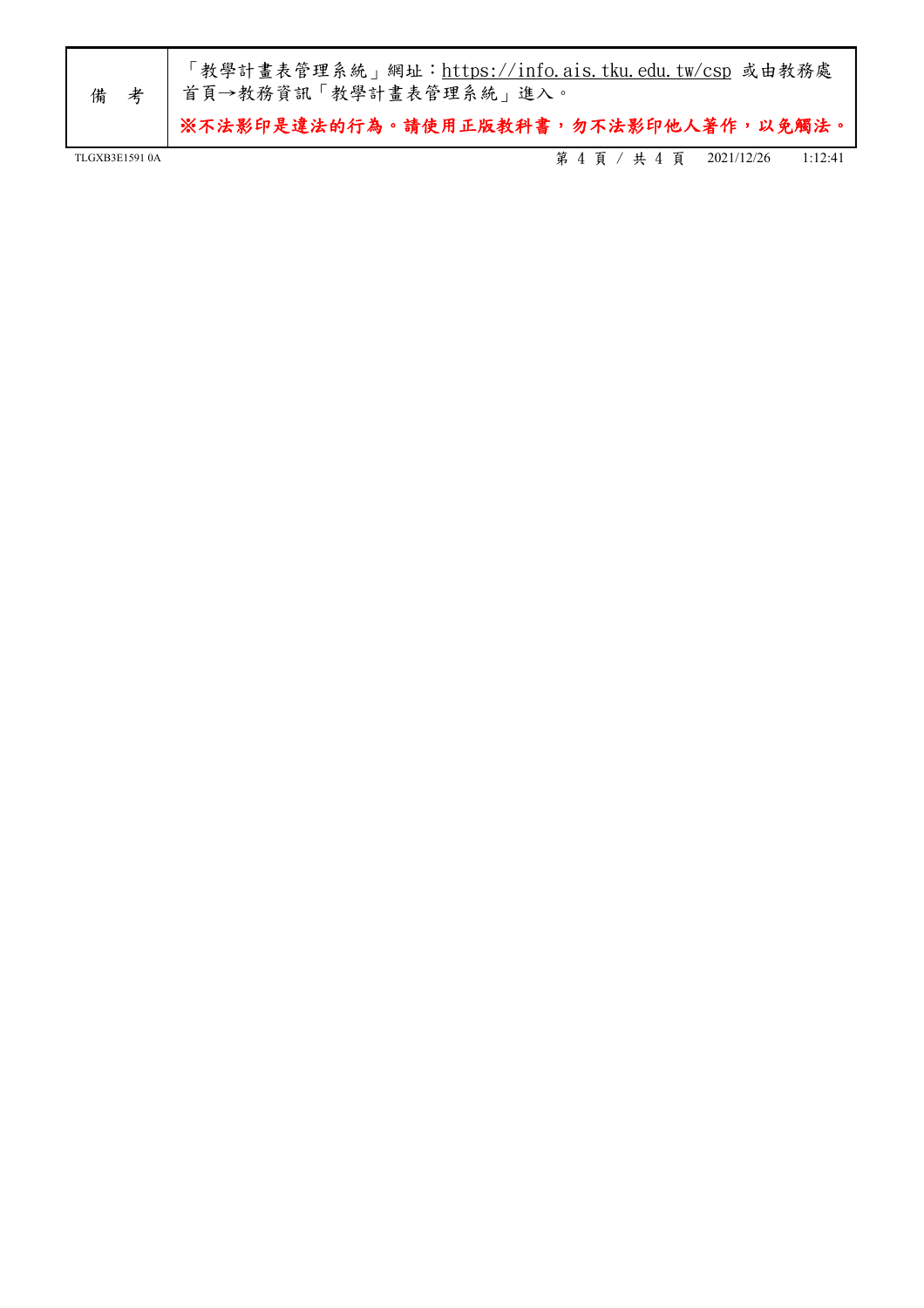| | |
|---|---|
| 備　考 | 「教學計畫表管理系統」網址：https://info.ais.tku.edu.tw/csp 或由教務處首頁→教務資訊「教學計畫表管理系統」進入。<br>**※不法影印是違法的行為。請使用正版教科書，勿不法影印他人著作，以免觸法。** |

TLGXB3E1591 0A